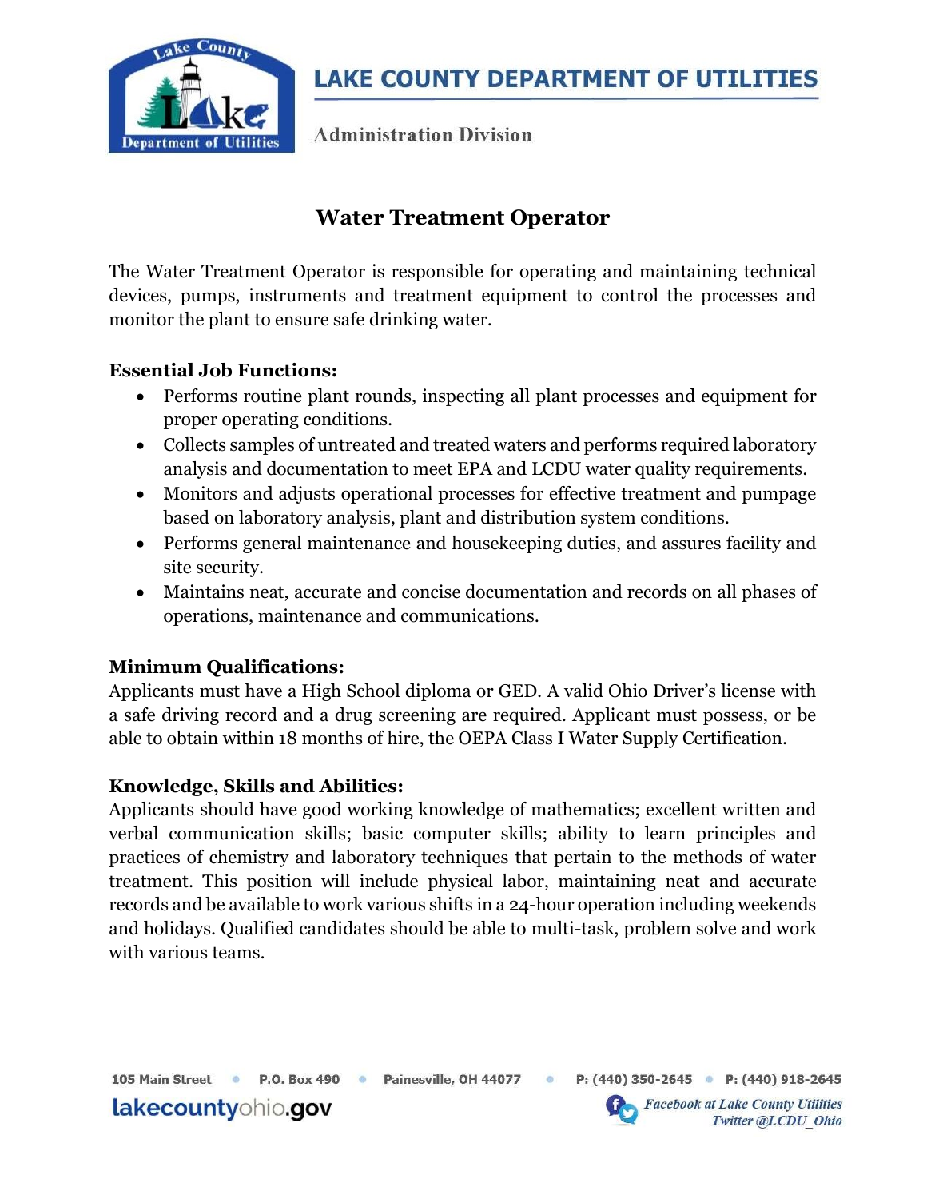# LAKE COUNTY DEPARTMENT OF UTILITIES

Administration Division

## Water Treatment Operator

The Water Treatment Operator is responsible for operating and maintaining technical devices, pumps, instruments and treatment equipment to control the processes and monitor the plant to ensure safe drinking water.

**Essential Job Functions:**

- Performs routine plant rounds, inspecting all plant processes and equipment for proper operating conditions.
- Collects samples of untreated and treated waters and performs required laboratory analysis and documentation to meet EPA and LCDU water quality requirements.
- Monitors and adjusts operational processes for effective treatment and pumpage based on laboratory analysis, plant and distribution system conditions.
- Performs general maintenance and housekeeping duties, and assures facility and site security.
- Maintains neat, accurate and concise documentation and records on all phases of operations, maintenance and communications.

**Minimum Qualifications:**

Applicants must have a High School diploma or GED. A valid Ohio Driver's license with a safe driving record and a drug screening are required. Applicant must possess, or be able to obtain within 18 months of hire, the OEPA Class I Water Supply Certification.

**Knowledge, Skills and Abilities:**

Applicants should have good working knowledge of mathematics; excellent written and verbal communication skills; basic computer skills; ability to learn principles and practices of chemistry and laboratory techniques that pertain to the methods of water treatment. This position will include physical labor, maintaining neat and accurate records and be available to work various shifts in a 24-hour operation including weekends and holidays. Qualified candidates should be able to multi-task, problem solve and work with various teams.

105 Main Street • P.O. Box 490 • Painesville, OH 44077 • P: (440) 350-2645 • P: (440) 918-2645

lakecountyohio.gov

*Facebook at Lake County Utilities*
*Twitter @LCDU_Ohio*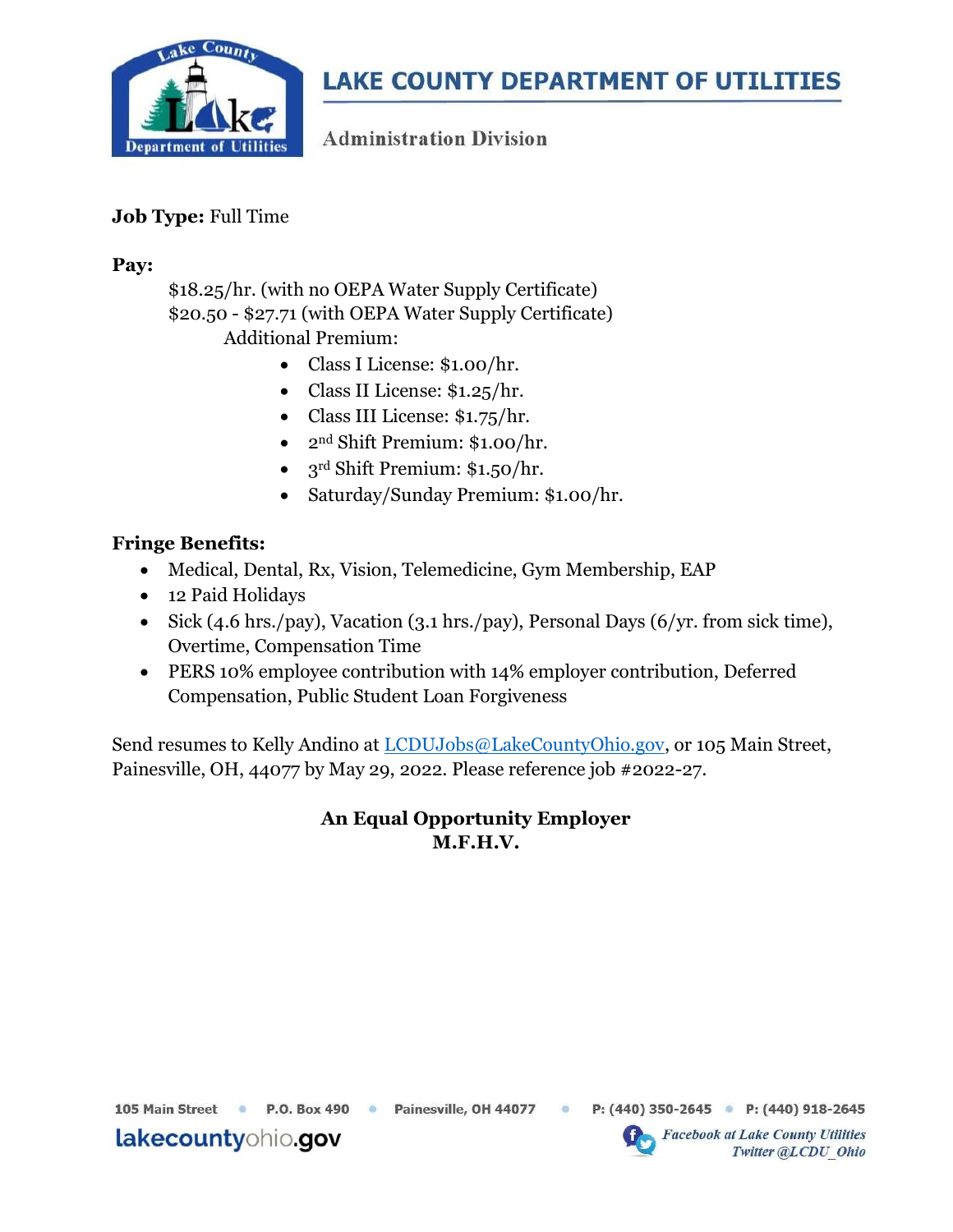**LAKE COUNTY DEPARTMENT OF UTILITIES**

**Administration Division**

**Job Type:** Full Time

**Pay:**

$18.25/hr. (with no OEPA Water Supply Certificate)
$20.50 - $27.71 (with OEPA Water Supply Certificate)

Additional Premium:

- Class I License: $1.00/hr.
- Class II License: $1.25/hr.
- Class III License: $1.75/hr.
- 2nd Shift Premium: $1.00/hr.
- 3rd Shift Premium: $1.50/hr.
- Saturday/Sunday Premium: $1.00/hr.

**Fringe Benefits:**

- Medical, Dental, Rx, Vision, Telemedicine, Gym Membership, EAP
- 12 Paid Holidays
- Sick (4.6 hrs./pay), Vacation (3.1 hrs./pay), Personal Days (6/yr. from sick time), Overtime, Compensation Time
- PERS 10% employee contribution with 14% employer contribution, Deferred Compensation, Public Student Loan Forgiveness

Send resumes to Kelly Andino at LCDUJobs@LakeCountyOhio.gov, or 105 Main Street, Painesville, OH, 44077 by May 29, 2022. Please reference job #2022-27.

**An Equal Opportunity Employer**
**M.F.H.V.**